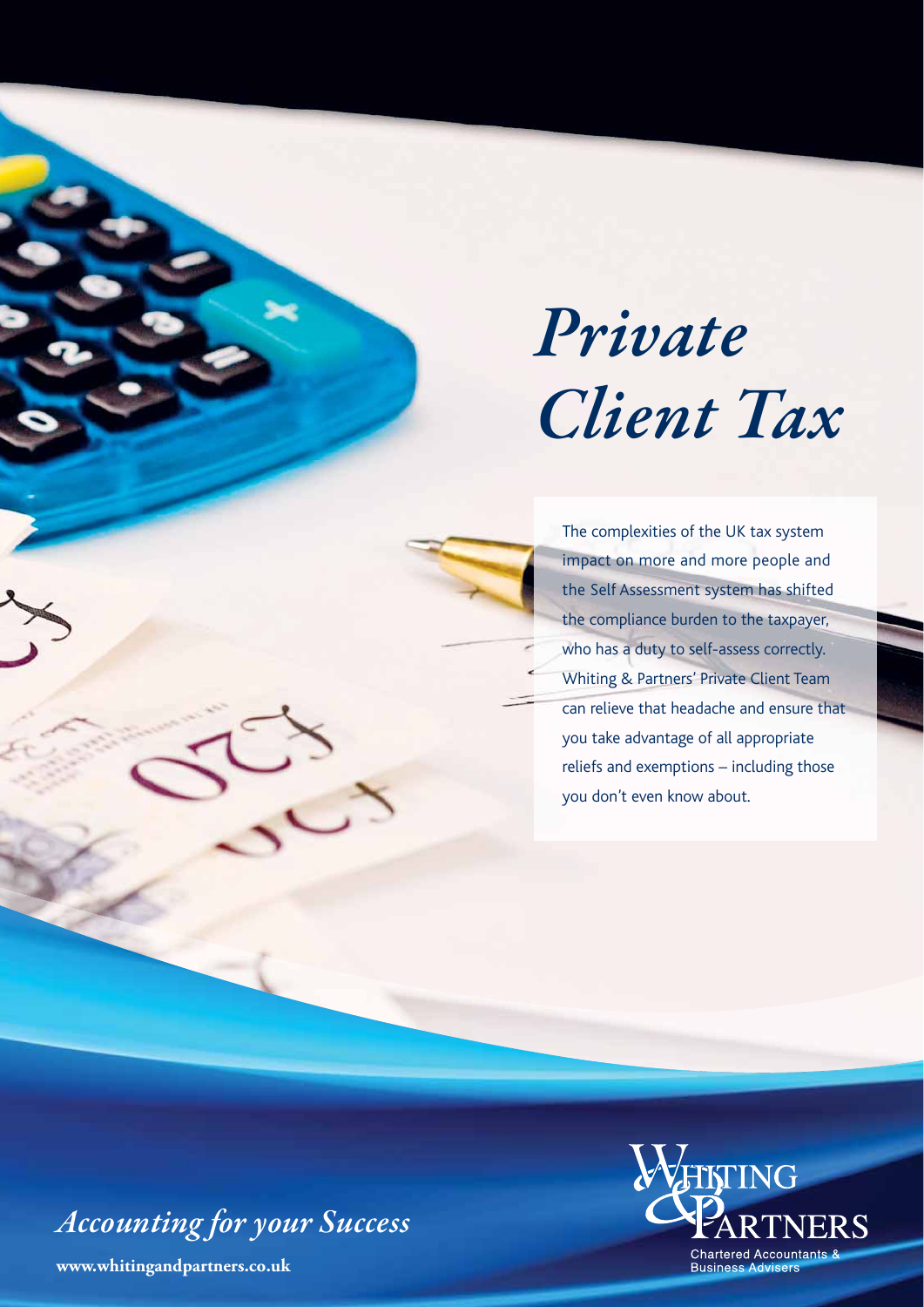# *Private Client Tax*

The complexities of the UK tax system impact on more and more people and the Self Assessment system has shifted the compliance burden to the taxpayer, who has a duty to self-assess correctly. Whiting & Partners' Private Client Team can relieve that headache and ensure that you take advantage of all appropriate reliefs and exemptions – including those you don't even know about.

*Accounting for your Success*

**www.whitingandpartners.co.uk**

Whiting & Partners
Chartered Accountants & Business Advisers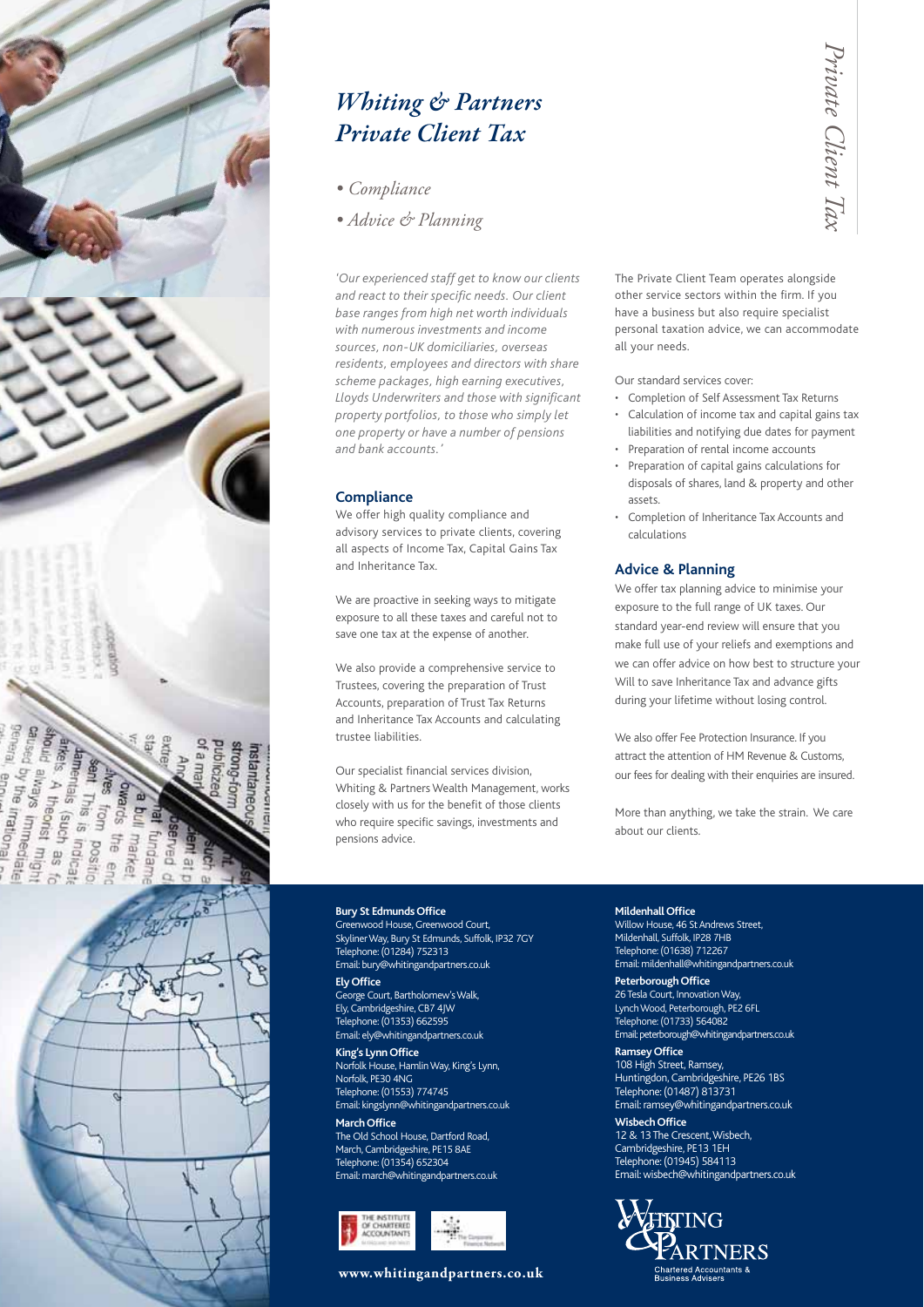# *Whiting & Partners Private Client Tax*

- *Compliance*
- *Advice & Planning*

*'Our experienced staff get to know our clients and react to their specific needs. Our client base ranges from high net worth individuals with numerous investments and income sources, non-UK domiciliaries, overseas residents, employees and directors with share scheme packages, high earning executives, Lloyds Underwriters and those with significant property portfolios, to those who simply let one property or have a number of pensions and bank accounts.'*

## Compliance

We offer high quality compliance and advisory services to private clients, covering all aspects of Income Tax, Capital Gains Tax and Inheritance Tax.

We are proactive in seeking ways to mitigate exposure to all these taxes and careful not to save one tax at the expense of another.

We also provide a comprehensive service to Trustees, covering the preparation of Trust Accounts, preparation of Trust Tax Returns and Inheritance Tax Accounts and calculating trustee liabilities.

Our specialist financial services division, Whiting & Partners Wealth Management, works closely with us for the benefit of those clients who require specific savings, investments and pensions advice.

The Private Client Team operates alongside other service sectors within the firm. If you have a business but also require specialist personal taxation advice, we can accommodate all your needs.

Our standard services cover:

- Completion of Self Assessment Tax Returns
- Calculation of income tax and capital gains tax liabilities and notifying due dates for payment
- Preparation of rental income accounts
- Preparation of capital gains calculations for disposals of shares, land & property and other assets.
- Completion of Inheritance Tax Accounts and calculations

## Advice & Planning

We offer tax planning advice to minimise your exposure to the full range of UK taxes. Our standard year-end review will ensure that you make full use of your reliefs and exemptions and we can offer advice on how best to structure your Will to save Inheritance Tax and advance gifts during your lifetime without losing control.

We also offer Fee Protection Insurance. If you attract the attention of HM Revenue & Customs, our fees for dealing with their enquiries are insured.

More than anything, we take the strain. We care about our clients.

**Bury St Edmunds Office**
Greenwood House, Greenwood Court,
Skyliner Way, Bury St Edmunds, Suffolk, IP32 7GY
Telephone: (01284) 752313
Email: bury@whitingandpartners.co.uk

**Ely Office**
George Court, Bartholomew's Walk,
Ely, Cambridgeshire, CB7 4JW
Telephone: (01353) 662595
Email: ely@whitingandpartners.co.uk

**King's Lynn Office**
Norfolk House, Hamlin Way, King's Lynn,
Norfolk, PE30 4NG
Telephone: (01553) 774745
Email: kingslynn@whitingandpartners.co.uk

**March Office**
The Old School House, Dartford Road,
March, Cambridgeshire, PE15 8AE
Telephone: (01354) 652304
Email: march@whitingandpartners.co.uk

**Mildenhall Office**
Willow House, 46 St Andrews Street,
Mildenhall, Suffolk, IP28 7HB
Telephone: (01638) 712267
Email: mildenhall@whitingandpartners.co.uk

**Peterborough Office**
26 Tesla Court, Innovation Way,
Lynch Wood, Peterborough, PE2 6FL
Telephone: (01733) 564082
Email: peterborough@whitingandpartners.co.uk

**Ramsey Office**
108 High Street, Ramsey,
Huntingdon, Cambridgeshire, PE26 1BS
Telephone: (01487) 813731
Email: ramsey@whitingandpartners.co.uk

**Wisbech Office**
12 & 13 The Crescent, Wisbech,
Cambridgeshire, PE13 1EH
Telephone: (01945) 584113
Email: wisbech@whitingandpartners.co.uk

Whiting & Partners
Chartered Accountants & Business Advisers

www.whitingandpartners.co.uk